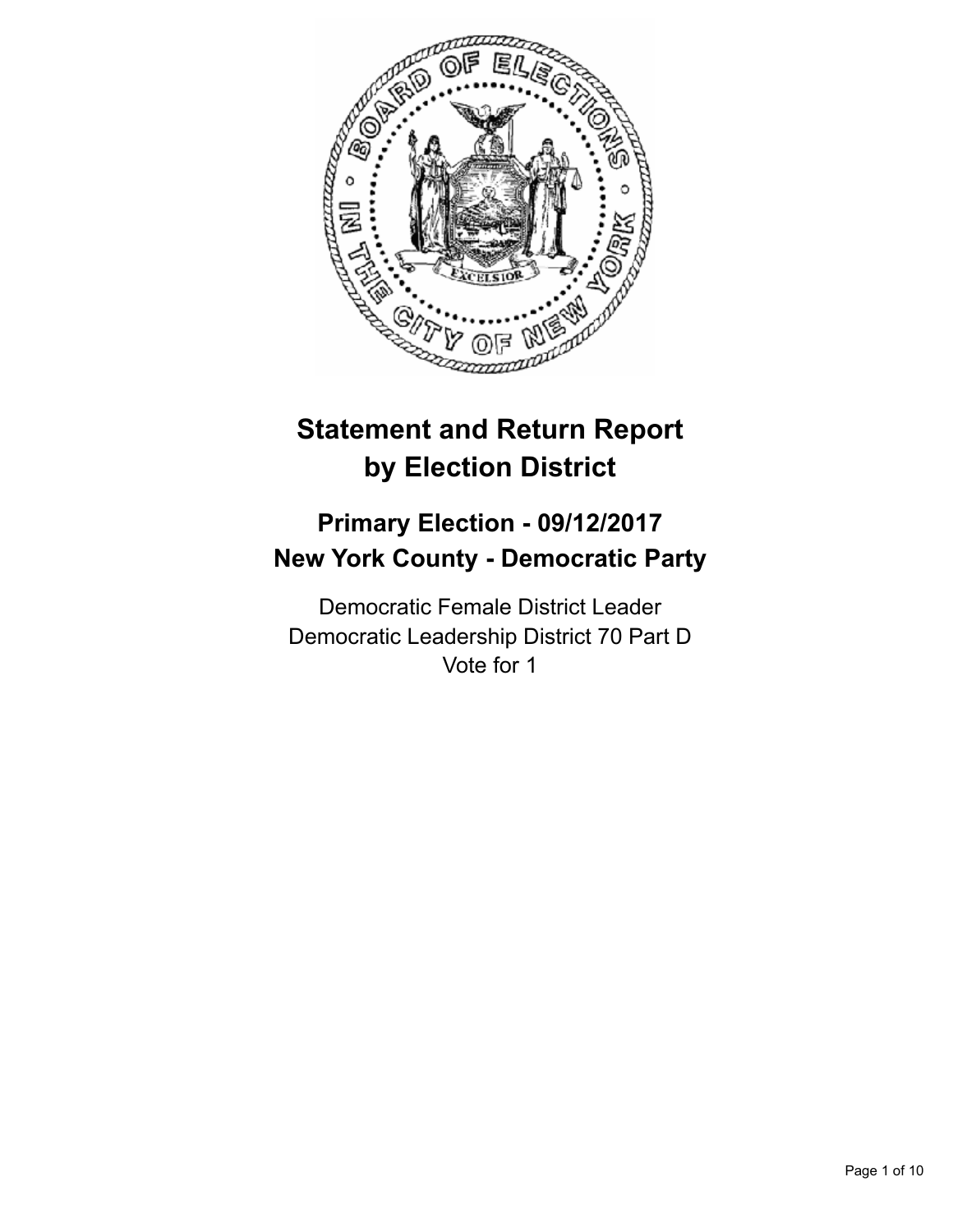# Statement and Return Report by Election District

## Primary Election - 09/12/2017
## New York County - Democratic Party

Democratic Female District Leader
Democratic Leadership District 70 Part D
Vote for 1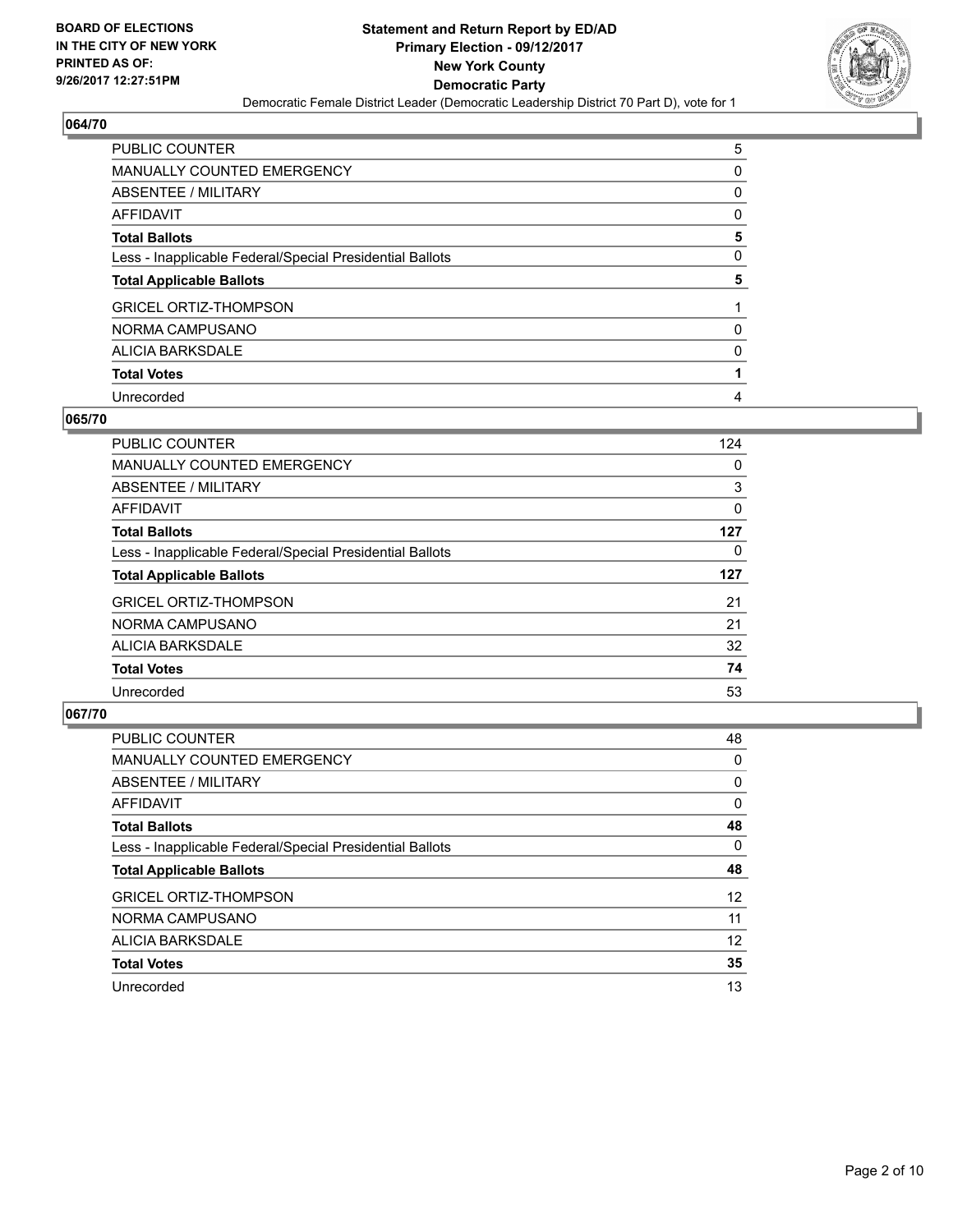**BOARD OF ELECTIONS IN THE CITY OF NEW YORK PRINTED AS OF: 9/26/2017 12:27:51PM**

**Statement and Return Report by ED/AD**
**Primary Election - 09/12/2017**
**New York County**
**Democratic Party**
Democratic Female District Leader (Democratic Leadership District 70 Part D), vote for 1

### 064/70

| | |
|---|---|
| PUBLIC COUNTER | 5 |
| MANUALLY COUNTED EMERGENCY | 0 |
| ABSENTEE / MILITARY | 0 |
| AFFIDAVIT | 0 |
| **Total Ballots** | **5** |
| Less - Inapplicable Federal/Special Presidential Ballots | 0 |
| **Total Applicable Ballots** | **5** |
| GRICEL ORTIZ-THOMPSON | 1 |
| NORMA CAMPUSANO | 0 |
| ALICIA BARKSDALE | 0 |
| **Total Votes** | **1** |
| Unrecorded | 4 |

### 065/70

| | |
|---|---|
| PUBLIC COUNTER | 124 |
| MANUALLY COUNTED EMERGENCY | 0 |
| ABSENTEE / MILITARY | 3 |
| AFFIDAVIT | 0 |
| **Total Ballots** | **127** |
| Less - Inapplicable Federal/Special Presidential Ballots | 0 |
| **Total Applicable Ballots** | **127** |
| GRICEL ORTIZ-THOMPSON | 21 |
| NORMA CAMPUSANO | 21 |
| ALICIA BARKSDALE | 32 |
| **Total Votes** | **74** |
| Unrecorded | 53 |

### 067/70

| | |
|---|---|
| PUBLIC COUNTER | 48 |
| MANUALLY COUNTED EMERGENCY | 0 |
| ABSENTEE / MILITARY | 0 |
| AFFIDAVIT | 0 |
| **Total Ballots** | **48** |
| Less - Inapplicable Federal/Special Presidential Ballots | 0 |
| **Total Applicable Ballots** | **48** |
| GRICEL ORTIZ-THOMPSON | 12 |
| NORMA CAMPUSANO | 11 |
| ALICIA BARKSDALE | 12 |
| **Total Votes** | **35** |
| Unrecorded | 13 |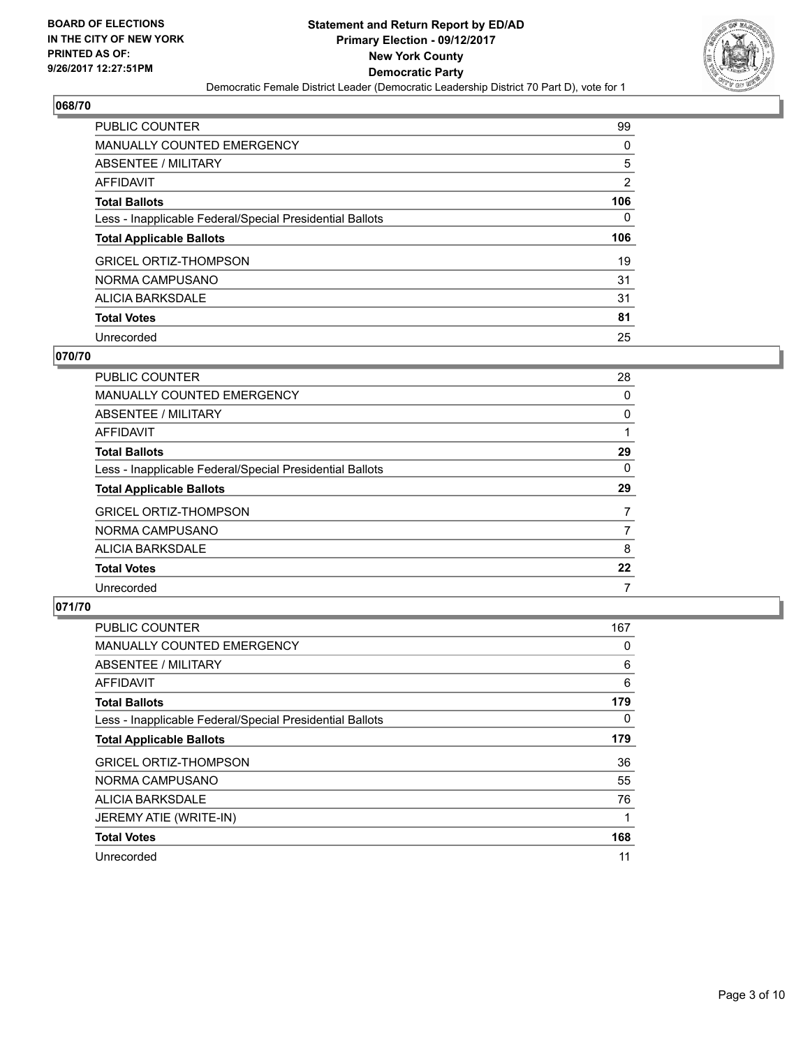## 068/70

| | |
|---|---|
| PUBLIC COUNTER | 99 |
| MANUALLY COUNTED EMERGENCY | 0 |
| ABSENTEE / MILITARY | 5 |
| AFFIDAVIT | 2 |
| **Total Ballots** | **106** |
| Less - Inapplicable Federal/Special Presidential Ballots | 0 |
| **Total Applicable Ballots** | **106** |
| GRICEL ORTIZ-THOMPSON | 19 |
| NORMA CAMPUSANO | 31 |
| ALICIA BARKSDALE | 31 |
| **Total Votes** | **81** |
| Unrecorded | 25 |

## 070/70

| | |
|---|---|
| PUBLIC COUNTER | 28 |
| MANUALLY COUNTED EMERGENCY | 0 |
| ABSENTEE / MILITARY | 0 |
| AFFIDAVIT | 1 |
| **Total Ballots** | **29** |
| Less - Inapplicable Federal/Special Presidential Ballots | 0 |
| **Total Applicable Ballots** | **29** |
| GRICEL ORTIZ-THOMPSON | 7 |
| NORMA CAMPUSANO | 7 |
| ALICIA BARKSDALE | 8 |
| **Total Votes** | **22** |
| Unrecorded | 7 |

## 071/70

| | |
|---|---|
| PUBLIC COUNTER | 167 |
| MANUALLY COUNTED EMERGENCY | 0 |
| ABSENTEE / MILITARY | 6 |
| AFFIDAVIT | 6 |
| **Total Ballots** | **179** |
| Less - Inapplicable Federal/Special Presidential Ballots | 0 |
| **Total Applicable Ballots** | **179** |
| GRICEL ORTIZ-THOMPSON | 36 |
| NORMA CAMPUSANO | 55 |
| ALICIA BARKSDALE | 76 |
| JEREMY ATIE (WRITE-IN) | 1 |
| **Total Votes** | **168** |
| Unrecorded | 11 |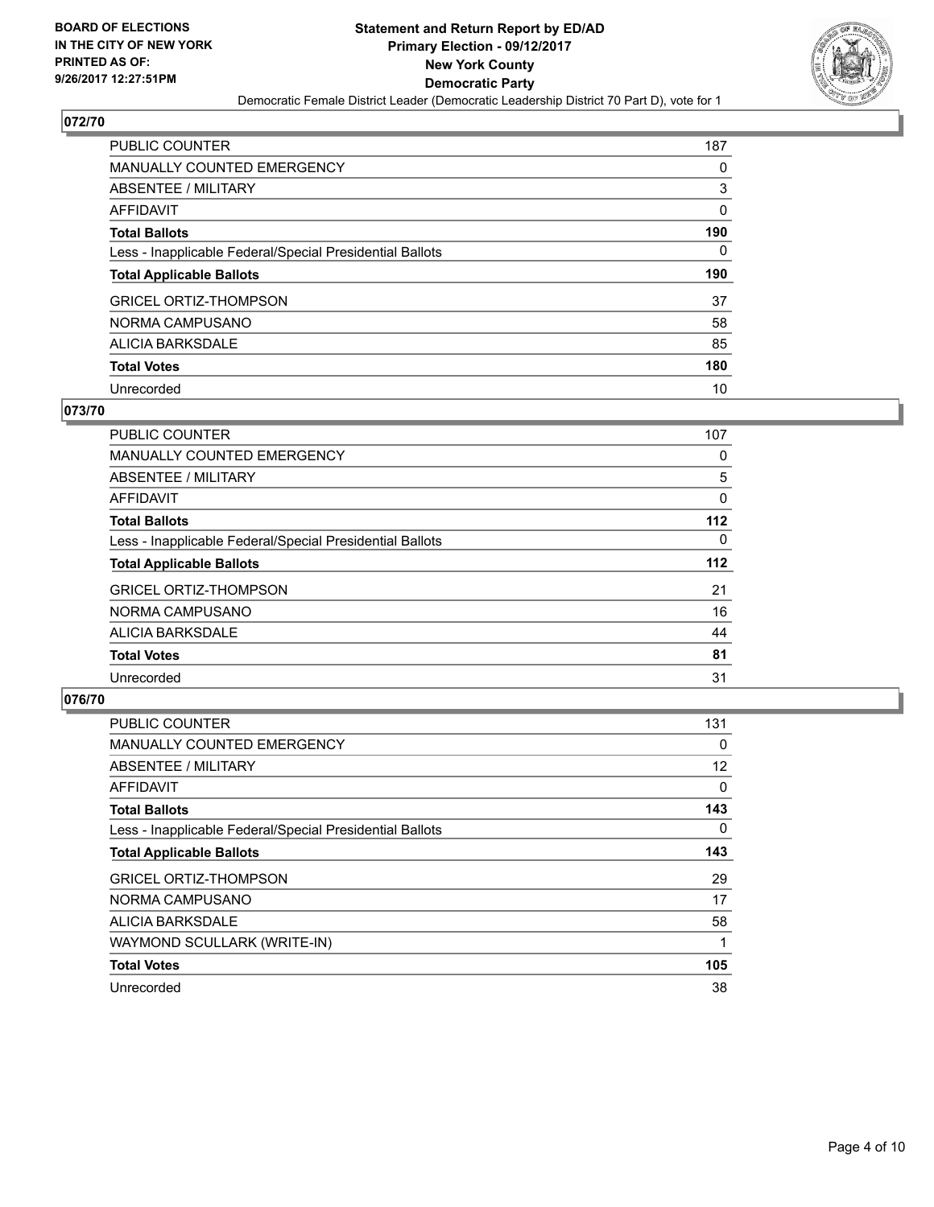**BOARD OF ELECTIONS IN THE CITY OF NEW YORK PRINTED AS OF: 9/26/2017 12:27:51PM**

**Statement and Return Report by ED/AD Primary Election - 09/12/2017 New York County Democratic Party**

Democratic Female District Leader (Democratic Leadership District 70 Part D), vote for 1

## 072/70

| | |
|---|---|
| PUBLIC COUNTER | 187 |
| MANUALLY COUNTED EMERGENCY | 0 |
| ABSENTEE / MILITARY | 3 |
| AFFIDAVIT | 0 |
| **Total Ballots** | **190** |
| Less - Inapplicable Federal/Special Presidential Ballots | 0 |
| **Total Applicable Ballots** | **190** |
| GRICEL ORTIZ-THOMPSON | 37 |
| NORMA CAMPUSANO | 58 |
| ALICIA BARKSDALE | 85 |
| **Total Votes** | **180** |
| Unrecorded | 10 |

## 073/70

| | |
|---|---|
| PUBLIC COUNTER | 107 |
| MANUALLY COUNTED EMERGENCY | 0 |
| ABSENTEE / MILITARY | 5 |
| AFFIDAVIT | 0 |
| **Total Ballots** | **112** |
| Less - Inapplicable Federal/Special Presidential Ballots | 0 |
| **Total Applicable Ballots** | **112** |
| GRICEL ORTIZ-THOMPSON | 21 |
| NORMA CAMPUSANO | 16 |
| ALICIA BARKSDALE | 44 |
| **Total Votes** | **81** |
| Unrecorded | 31 |

## 076/70

| | |
|---|---|
| PUBLIC COUNTER | 131 |
| MANUALLY COUNTED EMERGENCY | 0 |
| ABSENTEE / MILITARY | 12 |
| AFFIDAVIT | 0 |
| **Total Ballots** | **143** |
| Less - Inapplicable Federal/Special Presidential Ballots | 0 |
| **Total Applicable Ballots** | **143** |
| GRICEL ORTIZ-THOMPSON | 29 |
| NORMA CAMPUSANO | 17 |
| ALICIA BARKSDALE | 58 |
| WAYMOND SCULLARK (WRITE-IN) | 1 |
| **Total Votes** | **105** |
| Unrecorded | 38 |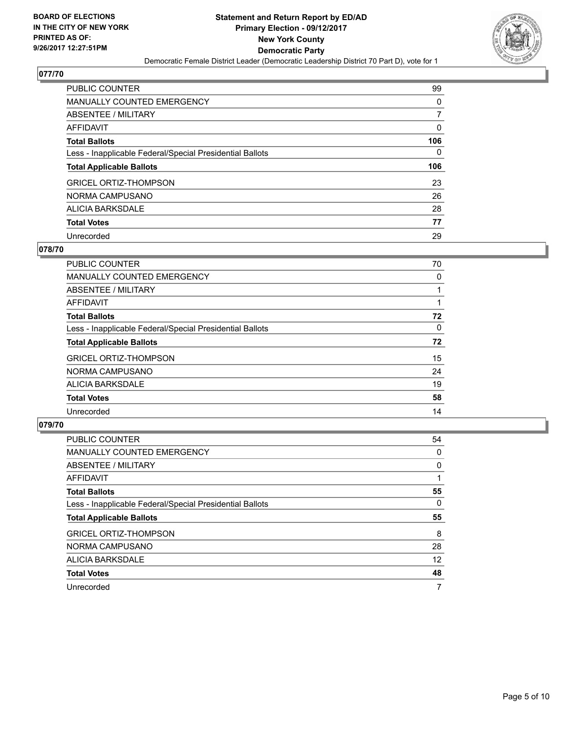BOARD OF ELECTIONS
IN THE CITY OF NEW YORK
PRINTED AS OF:
9/26/2017 12:27:51PM

**Statement and Return Report by ED/AD**
**Primary Election - 09/12/2017**
**New York County**
**Democratic Party**
Democratic Female District Leader (Democratic Leadership District 70 Part D), vote for 1

### 077/70

| | |
|---|---|
| PUBLIC COUNTER | 99 |
| MANUALLY COUNTED EMERGENCY | 0 |
| ABSENTEE / MILITARY | 7 |
| AFFIDAVIT | 0 |
| **Total Ballots** | **106** |
| Less - Inapplicable Federal/Special Presidential Ballots | 0 |
| **Total Applicable Ballots** | **106** |
| GRICEL ORTIZ-THOMPSON | 23 |
| NORMA CAMPUSANO | 26 |
| ALICIA BARKSDALE | 28 |
| **Total Votes** | **77** |
| Unrecorded | 29 |

### 078/70

| | |
|---|---|
| PUBLIC COUNTER | 70 |
| MANUALLY COUNTED EMERGENCY | 0 |
| ABSENTEE / MILITARY | 1 |
| AFFIDAVIT | 1 |
| **Total Ballots** | **72** |
| Less - Inapplicable Federal/Special Presidential Ballots | 0 |
| **Total Applicable Ballots** | **72** |
| GRICEL ORTIZ-THOMPSON | 15 |
| NORMA CAMPUSANO | 24 |
| ALICIA BARKSDALE | 19 |
| **Total Votes** | **58** |
| Unrecorded | 14 |

### 079/70

| | |
|---|---|
| PUBLIC COUNTER | 54 |
| MANUALLY COUNTED EMERGENCY | 0 |
| ABSENTEE / MILITARY | 0 |
| AFFIDAVIT | 1 |
| **Total Ballots** | **55** |
| Less - Inapplicable Federal/Special Presidential Ballots | 0 |
| **Total Applicable Ballots** | **55** |
| GRICEL ORTIZ-THOMPSON | 8 |
| NORMA CAMPUSANO | 28 |
| ALICIA BARKSDALE | 12 |
| **Total Votes** | **48** |
| Unrecorded | 7 |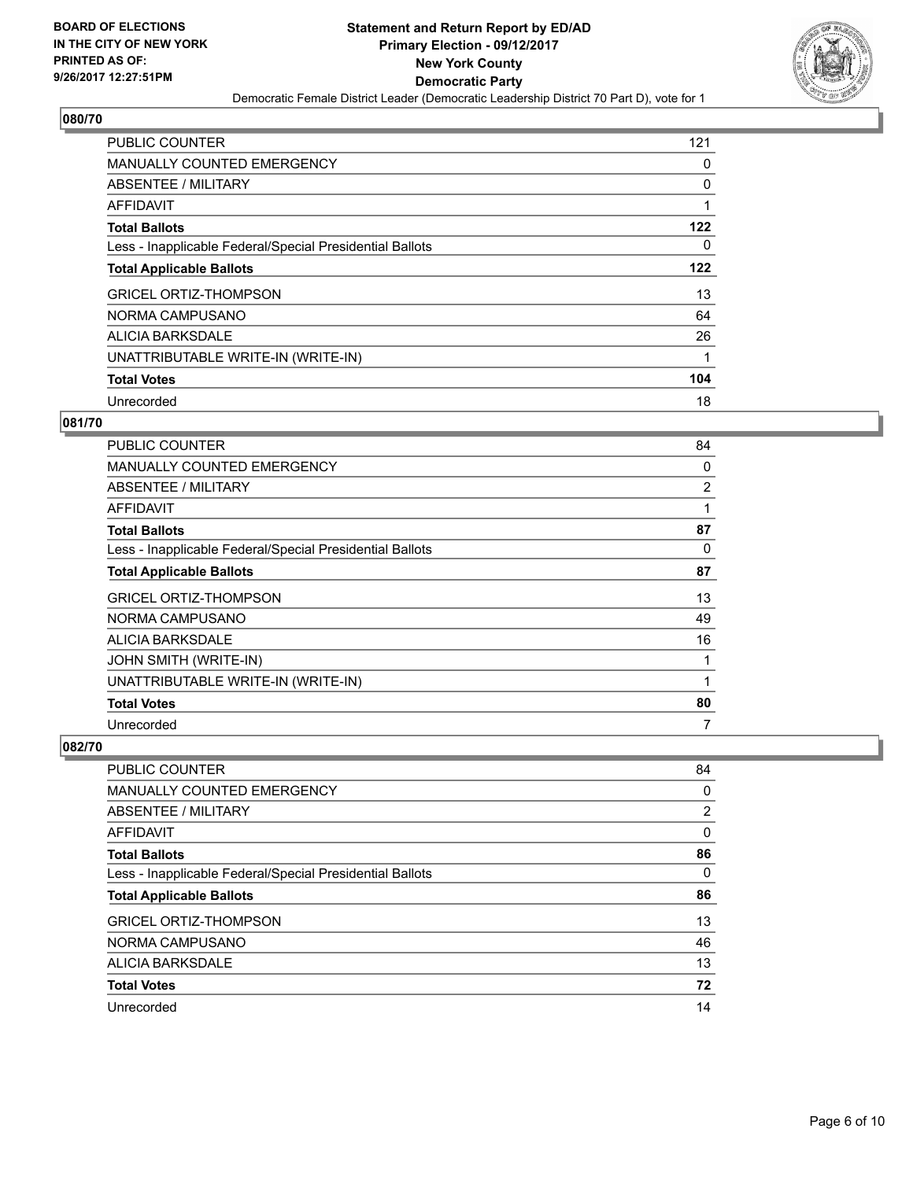**BOARD OF ELECTIONS IN THE CITY OF NEW YORK PRINTED AS OF: 9/26/2017 12:27:51PM**

**Statement and Return Report by ED/AD
Primary Election - 09/12/2017
New York County
Democratic Party**

Democratic Female District Leader (Democratic Leadership District 70 Part D), vote for 1

## 080/70

| | |
|---|---|
| PUBLIC COUNTER | 121 |
| MANUALLY COUNTED EMERGENCY | 0 |
| ABSENTEE / MILITARY | 0 |
| AFFIDAVIT | 1 |
| **Total Ballots** | **122** |
| Less - Inapplicable Federal/Special Presidential Ballots | 0 |
| **Total Applicable Ballots** | **122** |
| GRICEL ORTIZ-THOMPSON | 13 |
| NORMA CAMPUSANO | 64 |
| ALICIA BARKSDALE | 26 |
| UNATTRIBUTABLE WRITE-IN (WRITE-IN) | 1 |
| **Total Votes** | **104** |
| Unrecorded | 18 |

## 081/70

| | |
|---|---|
| PUBLIC COUNTER | 84 |
| MANUALLY COUNTED EMERGENCY | 0 |
| ABSENTEE / MILITARY | 2 |
| AFFIDAVIT | 1 |
| **Total Ballots** | **87** |
| Less - Inapplicable Federal/Special Presidential Ballots | 0 |
| **Total Applicable Ballots** | **87** |
| GRICEL ORTIZ-THOMPSON | 13 |
| NORMA CAMPUSANO | 49 |
| ALICIA BARKSDALE | 16 |
| JOHN SMITH (WRITE-IN) | 1 |
| UNATTRIBUTABLE WRITE-IN (WRITE-IN) | 1 |
| **Total Votes** | **80** |
| Unrecorded | 7 |

## 082/70

| | |
|---|---|
| PUBLIC COUNTER | 84 |
| MANUALLY COUNTED EMERGENCY | 0 |
| ABSENTEE / MILITARY | 2 |
| AFFIDAVIT | 0 |
| **Total Ballots** | **86** |
| Less - Inapplicable Federal/Special Presidential Ballots | 0 |
| **Total Applicable Ballots** | **86** |
| GRICEL ORTIZ-THOMPSON | 13 |
| NORMA CAMPUSANO | 46 |
| ALICIA BARKSDALE | 13 |
| **Total Votes** | **72** |
| Unrecorded | 14 |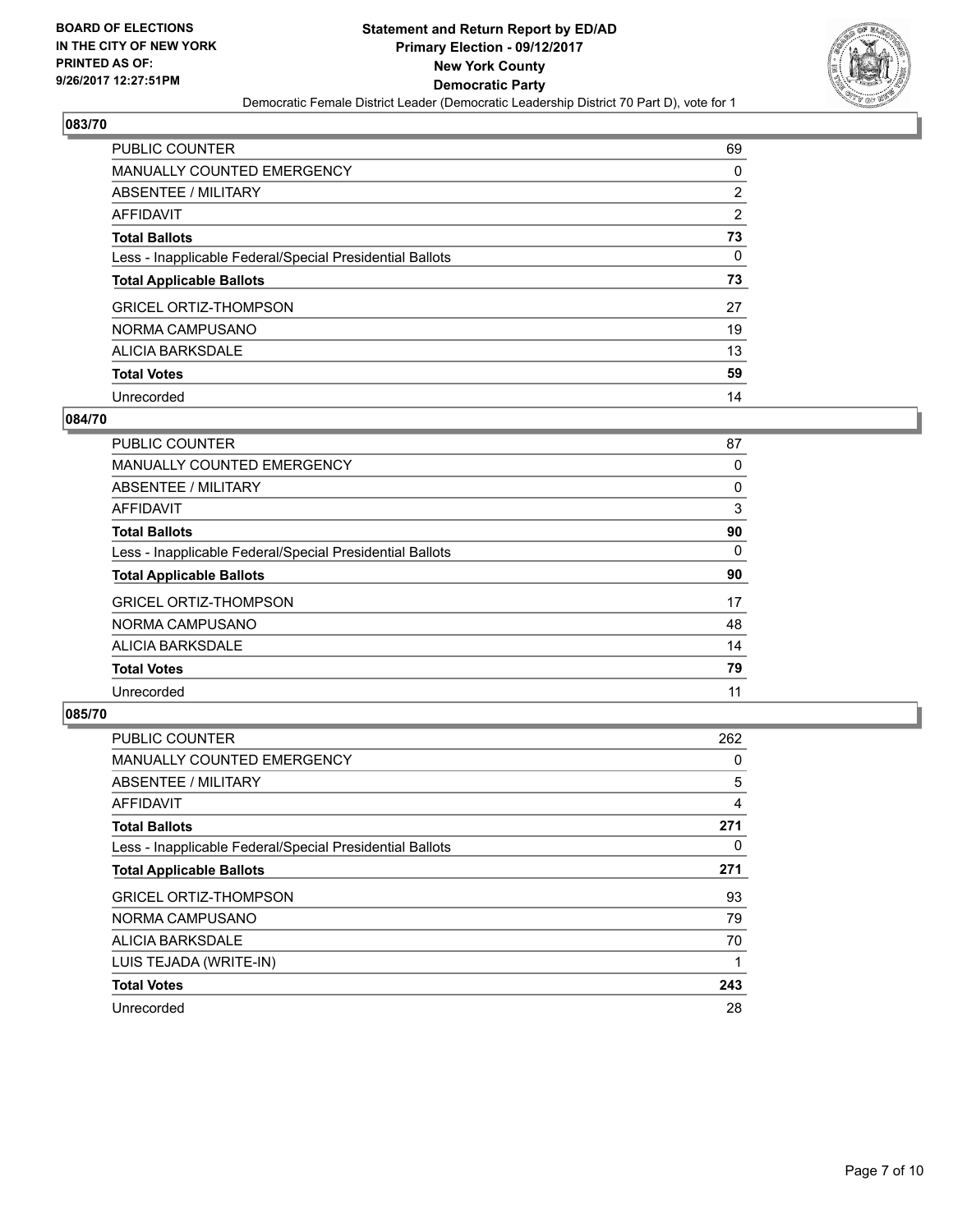**BOARD OF ELECTIONS IN THE CITY OF NEW YORK PRINTED AS OF: 9/26/2017 12:27:51PM**

**Statement and Return Report by ED/AD Primary Election - 09/12/2017 New York County Democratic Party**

Democratic Female District Leader (Democratic Leadership District 70 Part D), vote for 1

## 083/70

| | |
|---|---|
| PUBLIC COUNTER | 69 |
| MANUALLY COUNTED EMERGENCY | 0 |
| ABSENTEE / MILITARY | 2 |
| AFFIDAVIT | 2 |
| **Total Ballots** | **73** |
| Less - Inapplicable Federal/Special Presidential Ballots | 0 |
| **Total Applicable Ballots** | **73** |
| GRICEL ORTIZ-THOMPSON | 27 |
| NORMA CAMPUSANO | 19 |
| ALICIA BARKSDALE | 13 |
| **Total Votes** | **59** |
| Unrecorded | 14 |

## 084/70

| | |
|---|---|
| PUBLIC COUNTER | 87 |
| MANUALLY COUNTED EMERGENCY | 0 |
| ABSENTEE / MILITARY | 0 |
| AFFIDAVIT | 3 |
| **Total Ballots** | **90** |
| Less - Inapplicable Federal/Special Presidential Ballots | 0 |
| **Total Applicable Ballots** | **90** |
| GRICEL ORTIZ-THOMPSON | 17 |
| NORMA CAMPUSANO | 48 |
| ALICIA BARKSDALE | 14 |
| **Total Votes** | **79** |
| Unrecorded | 11 |

## 085/70

| | |
|---|---|
| PUBLIC COUNTER | 262 |
| MANUALLY COUNTED EMERGENCY | 0 |
| ABSENTEE / MILITARY | 5 |
| AFFIDAVIT | 4 |
| **Total Ballots** | **271** |
| Less - Inapplicable Federal/Special Presidential Ballots | 0 |
| **Total Applicable Ballots** | **271** |
| GRICEL ORTIZ-THOMPSON | 93 |
| NORMA CAMPUSANO | 79 |
| ALICIA BARKSDALE | 70 |
| LUIS TEJADA (WRITE-IN) | 1 |
| **Total Votes** | **243** |
| Unrecorded | 28 |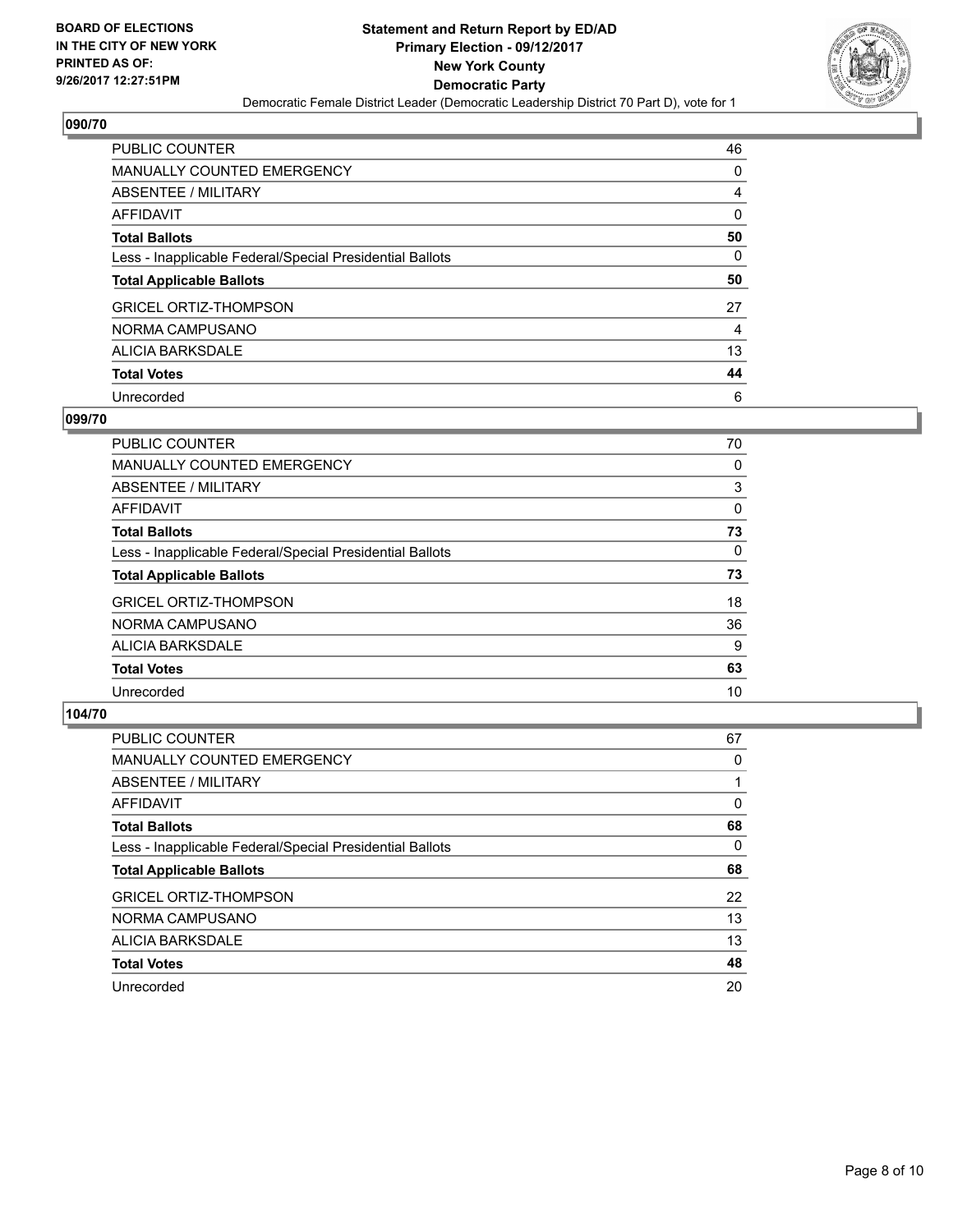**BOARD OF ELECTIONS IN THE CITY OF NEW YORK PRINTED AS OF: 9/26/2017 12:27:51PM**

# Statement and Return Report by ED/AD
## Primary Election - 09/12/2017
## New York County
## Democratic Party
### Democratic Female District Leader (Democratic Leadership District 70 Part D), vote for 1

### 090/70

| | |
|---|---|
| PUBLIC COUNTER | 46 |
| MANUALLY COUNTED EMERGENCY | 0 |
| ABSENTEE / MILITARY | 4 |
| AFFIDAVIT | 0 |
| **Total Ballots** | **50** |
| Less - Inapplicable Federal/Special Presidential Ballots | 0 |
| **Total Applicable Ballots** | **50** |
| GRICEL ORTIZ-THOMPSON | 27 |
| NORMA CAMPUSANO | 4 |
| ALICIA BARKSDALE | 13 |
| **Total Votes** | **44** |
| Unrecorded | 6 |

### 099/70

| | |
|---|---|
| PUBLIC COUNTER | 70 |
| MANUALLY COUNTED EMERGENCY | 0 |
| ABSENTEE / MILITARY | 3 |
| AFFIDAVIT | 0 |
| **Total Ballots** | **73** |
| Less - Inapplicable Federal/Special Presidential Ballots | 0 |
| **Total Applicable Ballots** | **73** |
| GRICEL ORTIZ-THOMPSON | 18 |
| NORMA CAMPUSANO | 36 |
| ALICIA BARKSDALE | 9 |
| **Total Votes** | **63** |
| Unrecorded | 10 |

### 104/70

| | |
|---|---|
| PUBLIC COUNTER | 67 |
| MANUALLY COUNTED EMERGENCY | 0 |
| ABSENTEE / MILITARY | 1 |
| AFFIDAVIT | 0 |
| **Total Ballots** | **68** |
| Less - Inapplicable Federal/Special Presidential Ballots | 0 |
| **Total Applicable Ballots** | **68** |
| GRICEL ORTIZ-THOMPSON | 22 |
| NORMA CAMPUSANO | 13 |
| ALICIA BARKSDALE | 13 |
| **Total Votes** | **48** |
| Unrecorded | 20 |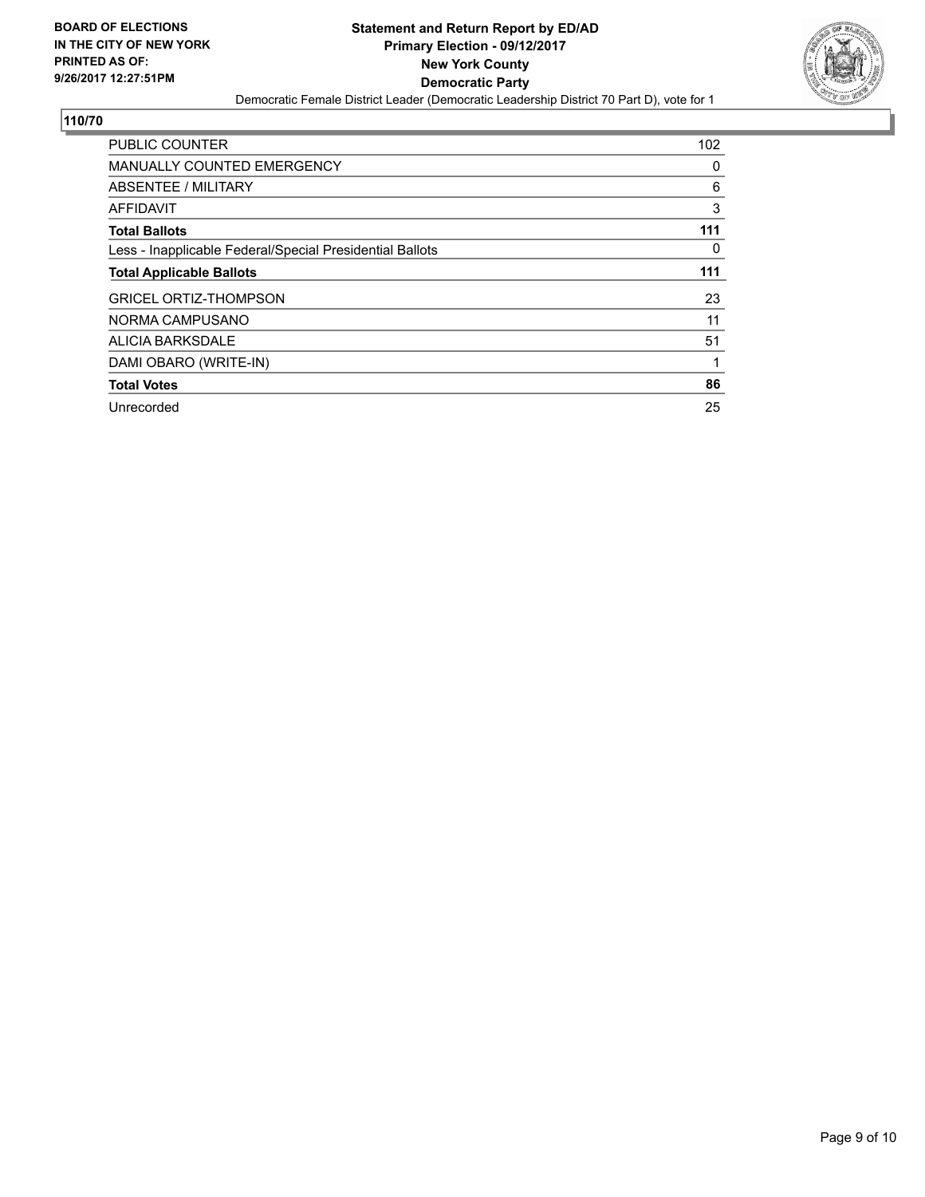**BOARD OF ELECTIONS IN THE CITY OF NEW YORK PRINTED AS OF: 9/26/2017 12:27:51PM**

**Statement and Return Report by ED/AD**
**Primary Election - 09/12/2017**
**New York County**
**Democratic Party**
Democratic Female District Leader (Democratic Leadership District 70 Part D), vote for 1

## 110/70

| | |
|---|---|
| PUBLIC COUNTER | 102 |
| MANUALLY COUNTED EMERGENCY | 0 |
| ABSENTEE / MILITARY | 6 |
| AFFIDAVIT | 3 |
| **Total Ballots** | **111** |
| Less - Inapplicable Federal/Special Presidential Ballots | 0 |
| **Total Applicable Ballots** | **111** |
| GRICEL ORTIZ-THOMPSON | 23 |
| NORMA CAMPUSANO | 11 |
| ALICIA BARKSDALE | 51 |
| DAMI OBARO (WRITE-IN) | 1 |
| **Total Votes** | **86** |
| Unrecorded | 25 |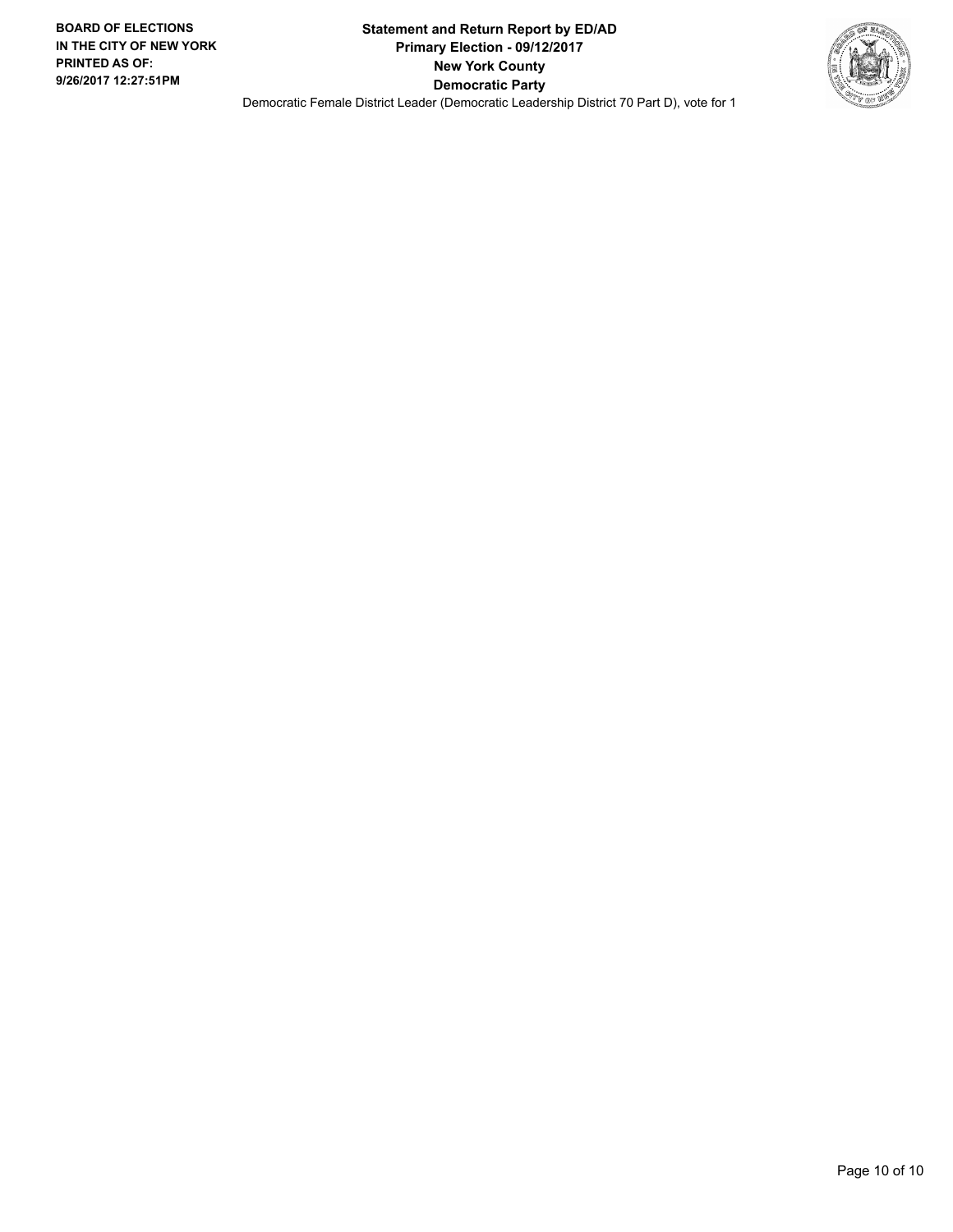**BOARD OF ELECTIONS IN THE CITY OF NEW YORK PRINTED AS OF: 9/26/2017 12:27:51PM**

**Statement and Return Report by ED/AD**
**Primary Election - 09/12/2017**
**New York County**
**Democratic Party**

Democratic Female District Leader (Democratic Leadership District 70 Part D), vote for 1